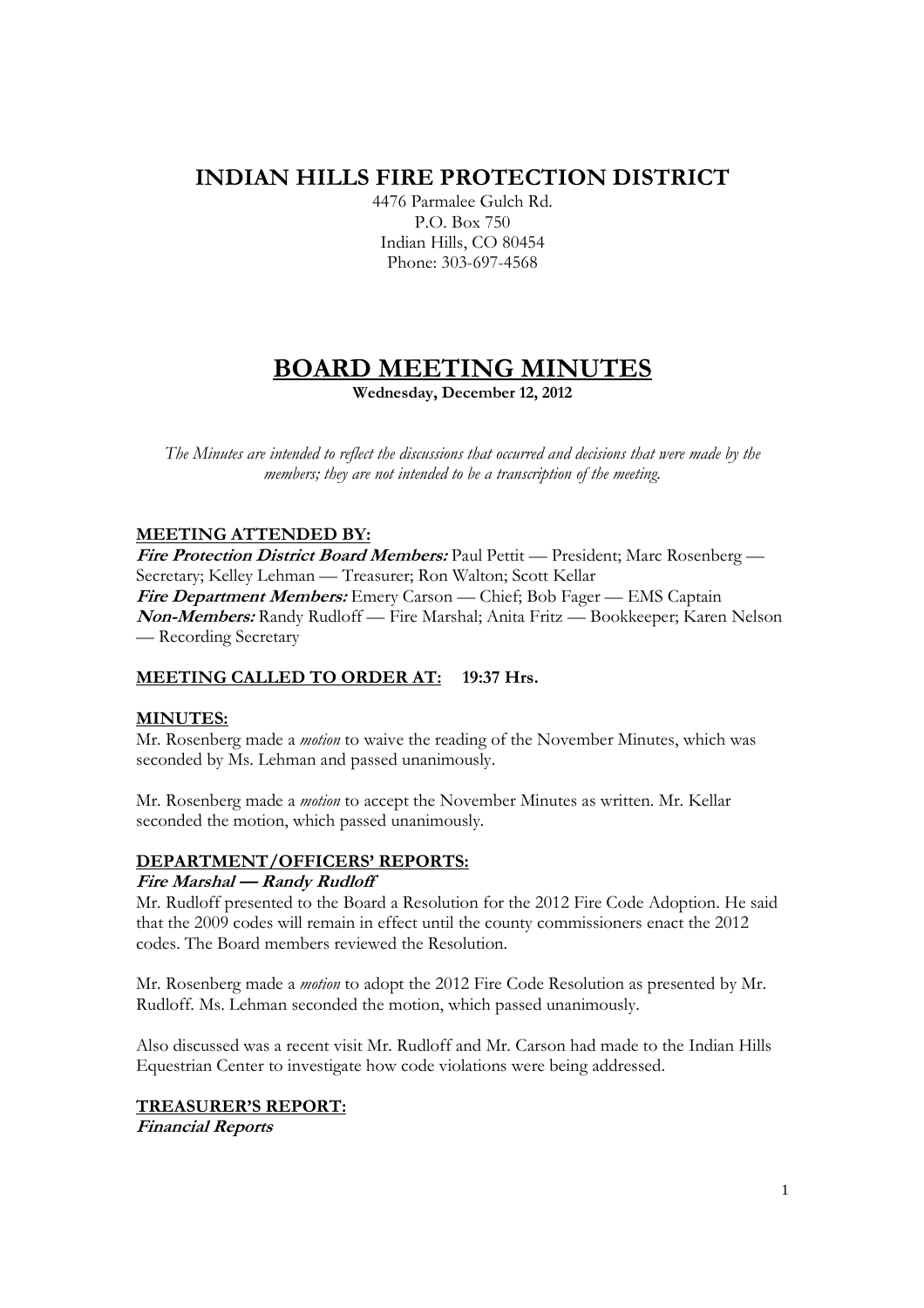# INDIAN HILLS FIRE PROTECTION DISTRICT

4476 Parmalee Gulch Rd.
P.O. Box 750
Indian Hills, CO 80454
Phone: 303-697-4568

# BOARD MEETING MINUTES

**Wednesday, December 12, 2012**

*The Minutes are intended to reflect the discussions that occurred and decisions that were made by the members; they are not intended to be a transcription of the meeting.*

## MEETING ATTENDED BY:

***Fire Protection District Board Members:*** Paul Pettit — President; Marc Rosenberg — Secretary; Kelley Lehman — Treasurer; Ron Walton; Scott Kellar
***Fire Department Members:*** Emery Carson — Chief; Bob Fager — EMS Captain
***Non-Members:*** Randy Rudloff — Fire Marshal; Anita Fritz — Bookkeeper; Karen Nelson — Recording Secretary

## MEETING CALLED TO ORDER AT: 19:37 Hrs.

## MINUTES:

Mr. Rosenberg made a *motion* to waive the reading of the November Minutes, which was seconded by Ms. Lehman and passed unanimously.

Mr. Rosenberg made a *motion* to accept the November Minutes as written. Mr. Kellar seconded the motion, which passed unanimously.

## DEPARTMENT/OFFICERS' REPORTS:

***Fire Marshal — Randy Rudloff***

Mr. Rudloff presented to the Board a Resolution for the 2012 Fire Code Adoption. He said that the 2009 codes will remain in effect until the county commissioners enact the 2012 codes. The Board members reviewed the Resolution.

Mr. Rosenberg made a *motion* to adopt the 2012 Fire Code Resolution as presented by Mr. Rudloff. Ms. Lehman seconded the motion, which passed unanimously.

Also discussed was a recent visit Mr. Rudloff and Mr. Carson had made to the Indian Hills Equestrian Center to investigate how code violations were being addressed.

## TREASURER'S REPORT:

***Financial Reports***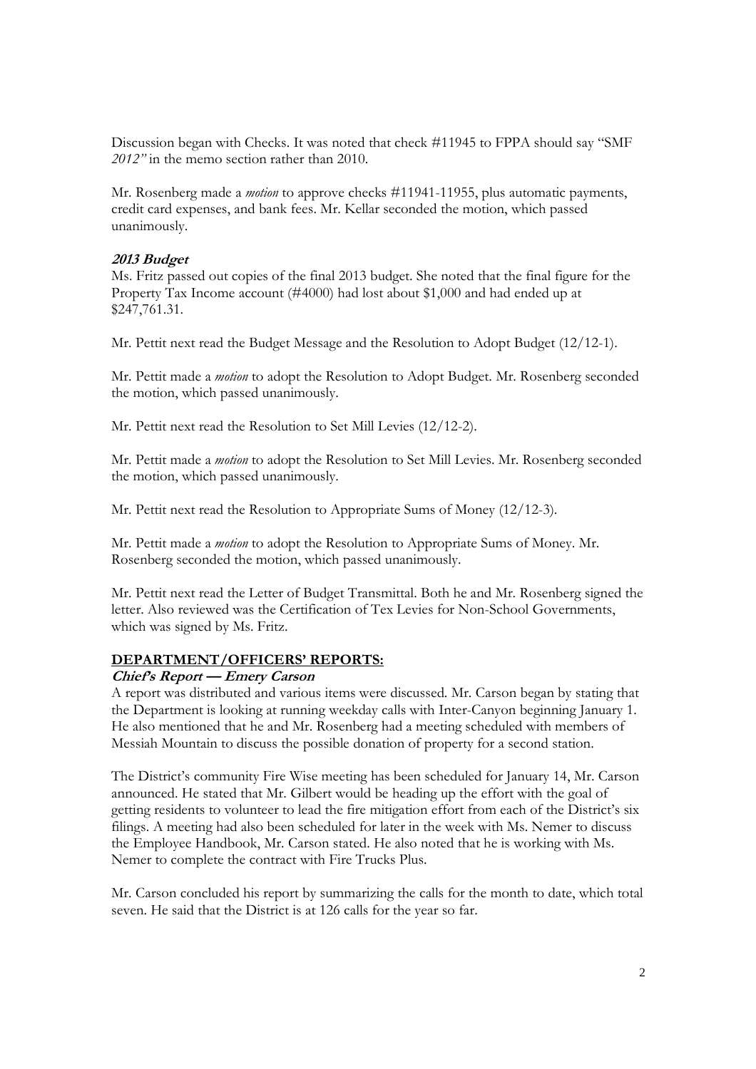Discussion began with Checks. It was noted that check #11945 to FPPA should say "SMF *2012"* in the memo section rather than 2010.

Mr. Rosenberg made a *motion* to approve checks #11941-11955, plus automatic payments, credit card expenses, and bank fees. Mr. Kellar seconded the motion, which passed unanimously.

***2013 Budget***

Ms. Fritz passed out copies of the final 2013 budget. She noted that the final figure for the Property Tax Income account (#4000) had lost about $1,000 and had ended up at $247,761.31.

Mr. Pettit next read the Budget Message and the Resolution to Adopt Budget (12/12-1).

Mr. Pettit made a *motion* to adopt the Resolution to Adopt Budget. Mr. Rosenberg seconded the motion, which passed unanimously.

Mr. Pettit next read the Resolution to Set Mill Levies (12/12-2).

Mr. Pettit made a *motion* to adopt the Resolution to Set Mill Levies. Mr. Rosenberg seconded the motion, which passed unanimously.

Mr. Pettit next read the Resolution to Appropriate Sums of Money (12/12-3).

Mr. Pettit made a *motion* to adopt the Resolution to Appropriate Sums of Money. Mr. Rosenberg seconded the motion, which passed unanimously.

Mr. Pettit next read the Letter of Budget Transmittal. Both he and Mr. Rosenberg signed the letter. Also reviewed was the Certification of Tex Levies for Non-School Governments, which was signed by Ms. Fritz.

## DEPARTMENT/OFFICERS' REPORTS:

***Chief's Report — Emery Carson***

A report was distributed and various items were discussed. Mr. Carson began by stating that the Department is looking at running weekday calls with Inter-Canyon beginning January 1. He also mentioned that he and Mr. Rosenberg had a meeting scheduled with members of Messiah Mountain to discuss the possible donation of property for a second station.

The District's community Fire Wise meeting has been scheduled for January 14, Mr. Carson announced. He stated that Mr. Gilbert would be heading up the effort with the goal of getting residents to volunteer to lead the fire mitigation effort from each of the District's six filings. A meeting had also been scheduled for later in the week with Ms. Nemer to discuss the Employee Handbook, Mr. Carson stated. He also noted that he is working with Ms. Nemer to complete the contract with Fire Trucks Plus.

Mr. Carson concluded his report by summarizing the calls for the month to date, which total seven. He said that the District is at 126 calls for the year so far.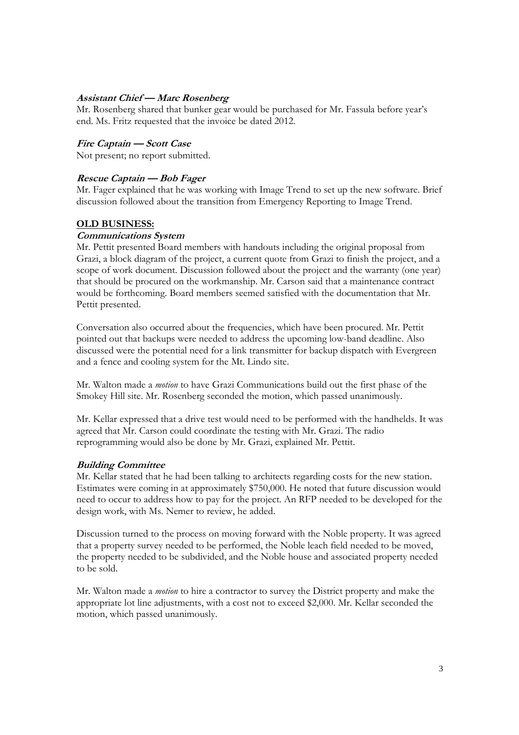***Assistant Chief — Marc Rosenberg***

Mr. Rosenberg shared that bunker gear would be purchased for Mr. Fassula before year's end. Ms. Fritz requested that the invoice be dated 2012.

***Fire Captain — Scott Case***

Not present; no report submitted.

***Rescue Captain — Bob Fager***

Mr. Fager explained that he was working with Image Trend to set up the new software. Brief discussion followed about the transition from Emergency Reporting to Image Trend.

## **OLD BUSINESS:**

***Communications System***

Mr. Pettit presented Board members with handouts including the original proposal from Grazi, a block diagram of the project, a current quote from Grazi to finish the project, and a scope of work document. Discussion followed about the project and the warranty (one year) that should be procured on the workmanship. Mr. Carson said that a maintenance contract would be forthcoming. Board members seemed satisfied with the documentation that Mr. Pettit presented.

Conversation also occurred about the frequencies, which have been procured. Mr. Pettit pointed out that backups were needed to address the upcoming low-band deadline. Also discussed were the potential need for a link transmitter for backup dispatch with Evergreen and a fence and cooling system for the Mt. Lindo site.

Mr. Walton made a *motion* to have Grazi Communications build out the first phase of the Smokey Hill site. Mr. Rosenberg seconded the motion, which passed unanimously.

Mr. Kellar expressed that a drive test would need to be performed with the handhelds. It was agreed that Mr. Carson could coordinate the testing with Mr. Grazi. The radio reprogramming would also be done by Mr. Grazi, explained Mr. Pettit.

***Building Committee***

Mr. Kellar stated that he had been talking to architects regarding costs for the new station. Estimates were coming in at approximately $750,000. He noted that future discussion would need to occur to address how to pay for the project. An RFP needed to be developed for the design work, with Ms. Nemer to review, he added.

Discussion turned to the process on moving forward with the Noble property. It was agreed that a property survey needed to be performed, the Noble leach field needed to be moved, the property needed to be subdivided, and the Noble house and associated property needed to be sold.

Mr. Walton made a *motion* to hire a contractor to survey the District property and make the appropriate lot line adjustments, with a cost not to exceed $2,000. Mr. Kellar seconded the motion, which passed unanimously.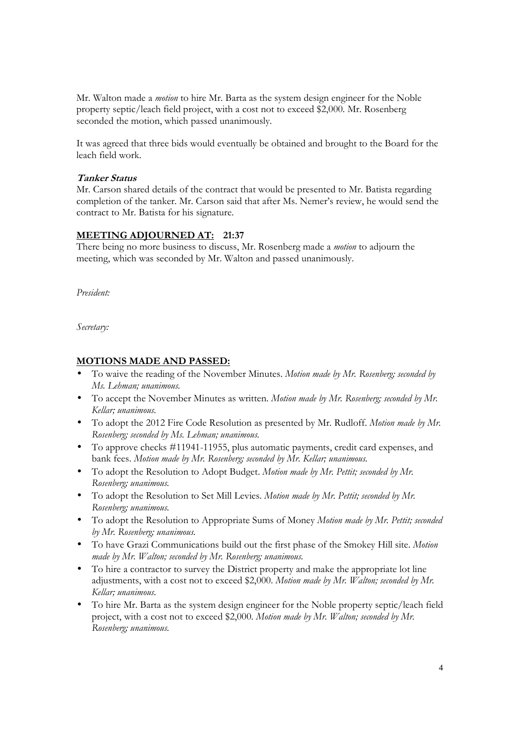Mr. Walton made a *motion* to hire Mr. Barta as the system design engineer for the Noble property septic/leach field project, with a cost not to exceed $2,000. Mr. Rosenberg seconded the motion, which passed unanimously.

It was agreed that three bids would eventually be obtained and brought to the Board for the leach field work.

***Tanker Status***

Mr. Carson shared details of the contract that would be presented to Mr. Batista regarding completion of the tanker. Mr. Carson said that after Ms. Nemer's review, he would send the contract to Mr. Batista for his signature.

## MEETING ADJOURNED AT: 21:37

There being no more business to discuss, Mr. Rosenberg made a *motion* to adjourn the meeting, which was seconded by Mr. Walton and passed unanimously.

*President:*

*Secretary:*

## MOTIONS MADE AND PASSED:

- To waive the reading of the November Minutes. *Motion made by Mr. Rosenberg; seconded by Ms. Lehman; unanimous.*
- To accept the November Minutes as written. *Motion made by Mr. Rosenberg; seconded by Mr. Kellar; unanimous.*
- To adopt the 2012 Fire Code Resolution as presented by Mr. Rudloff. *Motion made by Mr. Rosenberg; seconded by Ms. Lehman; unanimous.*
- To approve checks #11941-11955, plus automatic payments, credit card expenses, and bank fees. *Motion made by Mr. Rosenberg; seconded by Mr. Kellar; unanimous.*
- To adopt the Resolution to Adopt Budget. *Motion made by Mr. Pettit; seconded by Mr. Rosenberg; unanimous.*
- To adopt the Resolution to Set Mill Levies. *Motion made by Mr. Pettit; seconded by Mr. Rosenberg; unanimous.*
- To adopt the Resolution to Appropriate Sums of Money *Motion made by Mr. Pettit; seconded by Mr. Rosenberg; unanimous.*
- To have Grazi Communications build out the first phase of the Smokey Hill site. *Motion made by Mr. Walton; seconded by Mr. Rosenberg; unanimous.*
- To hire a contractor to survey the District property and make the appropriate lot line adjustments, with a cost not to exceed $2,000. *Motion made by Mr. Walton; seconded by Mr. Kellar; unanimous.*
- To hire Mr. Barta as the system design engineer for the Noble property septic/leach field project, with a cost not to exceed $2,000. *Motion made by Mr. Walton; seconded by Mr. Rosenberg; unanimous.*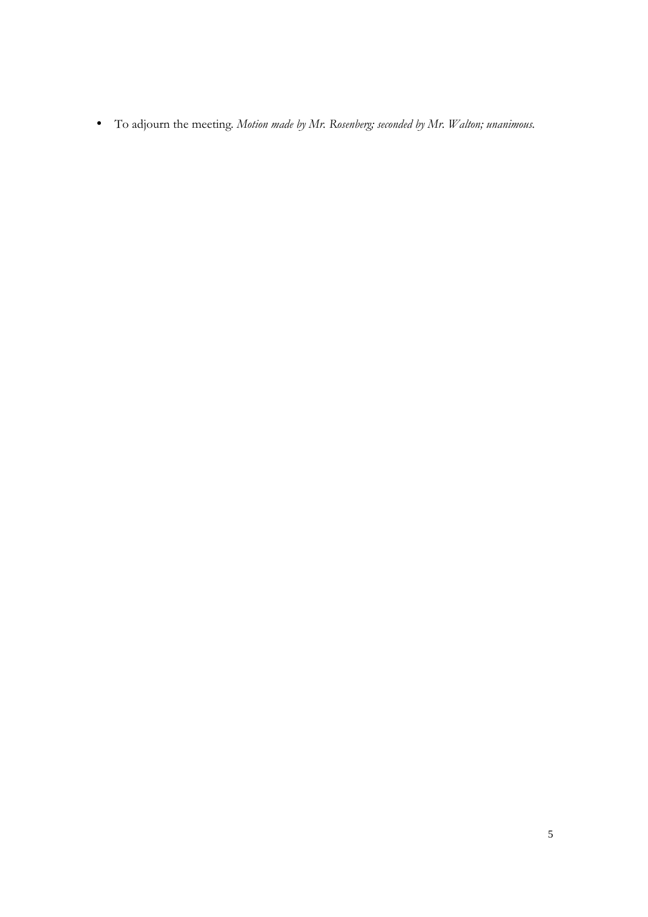- To adjourn the meeting. *Motion made by Mr. Rosenberg; seconded by Mr. Walton; unanimous.*